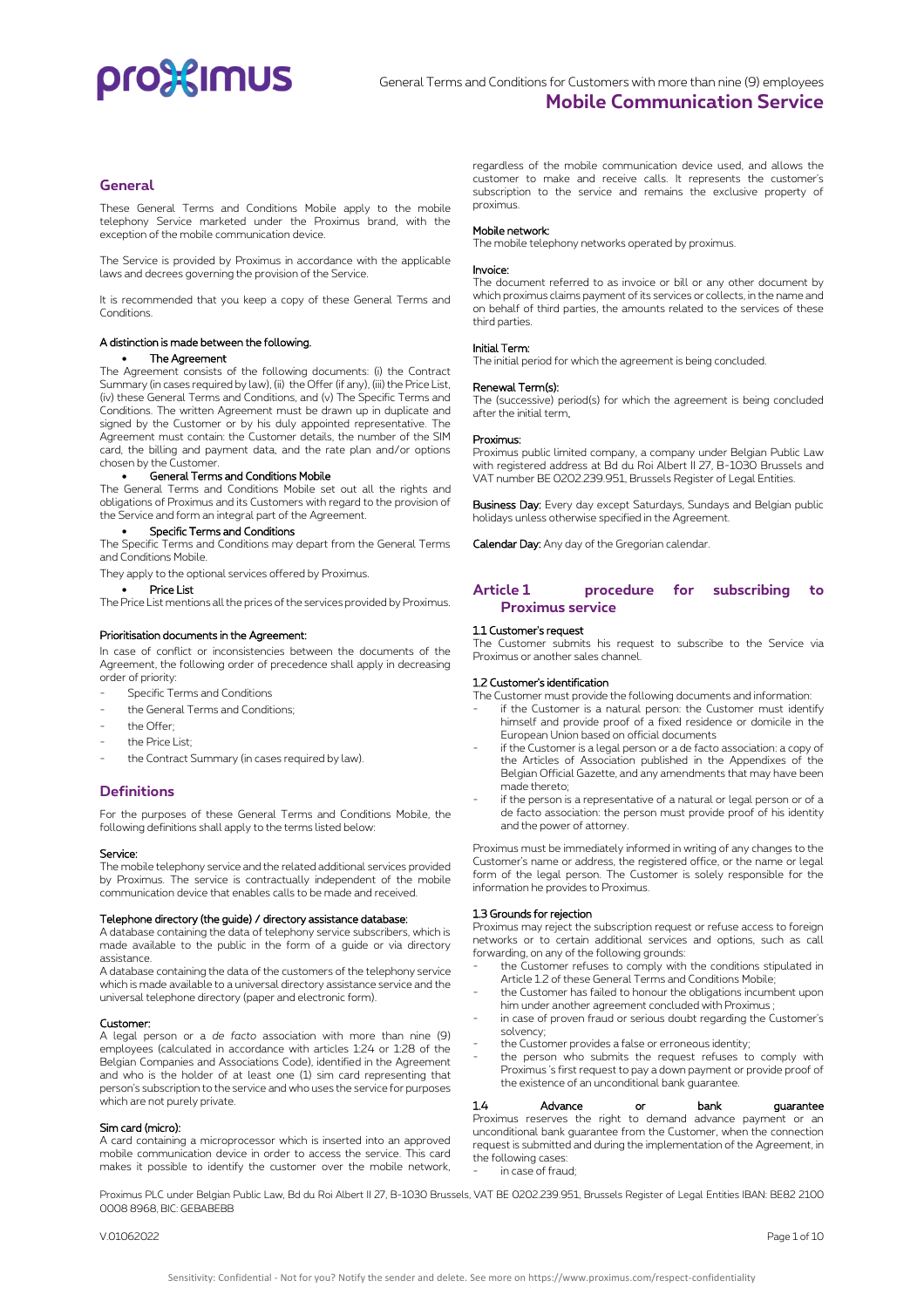# General Terms and Conditions for Customers with more than nine (9) employees

# Mobile Communication Service

## General

These General Terms and Conditions Mobile apply to the mobile telephony Service marketed under the Proximus brand, with the exception of the mobile communication device.

The Service is provided by Proximus in accordance with the applicable laws and decrees governing the provision of the Service.

It is recommended that you keep a copy of these General Terms and Conditions.

### A distinction is made between the following.

- **The Agreement**

The Agreement consists of the following documents: (i) the Contract Summary (in cases required by law), (ii) the Offer (if any), (iii) the Price List, (iv) these General Terms and Conditions, and (v) The Specific Terms and Conditions. The written Agreement must be drawn up in duplicate and signed by the Customer or by his duly appointed representative. The Agreement must contain: the Customer details, the number of the SIM card, the billing and payment data, and the rate plan and/or options chosen by the Customer.

- **General Terms and Conditions Mobile**

The General Terms and Conditions Mobile set out all the rights and obligations of Proximus and its Customers with regard to the provision of the Service and form an integral part of the Agreement.

- **Specific Terms and Conditions**

The Specific Terms and Conditions may depart from the General Terms and Conditions Mobile.

They apply to the optional services offered by Proximus.

- **Price List**

The Price List mentions all the prices of the services provided by Proximus.

### Prioritisation documents in the Agreement:

In case of conflict or inconsistencies between the documents of the Agreement, the following order of precedence shall apply in decreasing order of priority:

- Specific Terms and Conditions
- the General Terms and Conditions;
- the Offer;
- the Price List;
- the Contract Summary (in cases required by law).

## Definitions

For the purposes of these General Terms and Conditions Mobile, the following definitions shall apply to the terms listed below:

**Service:**
The mobile telephony service and the related additional services provided by Proximus. The service is contractually independent of the mobile communication device that enables calls to be made and received.

**Telephone directory (the guide) / directory assistance database:**
A database containing the data of telephony service subscribers, which is made available to the public in the form of a guide or via directory assistance.
A database containing the data of the customers of the telephony service which is made available to a universal directory assistance service and the universal telephone directory (paper and electronic form).

**Customer:**
A legal person or a *de facto* association with more than nine (9) employees (calculated in accordance with articles 1:24 or 1:28 of the Belgian Companies and Associations Code), identified in the Agreement and who is the holder of at least one (1) sim card representing that person's subscription to the service and who uses the service for purposes which are not purely private.

**Sim card (micro):**
A card containing a microprocessor which is inserted into an approved mobile communication device in order to access the service. This card makes it possible to identify the customer over the mobile network, regardless of the mobile communication device used, and allows the customer to make and receive calls. It represents the customer's subscription to the service and remains the exclusive property of proximus.

**Mobile network:**
The mobile telephony networks operated by proximus.

**Invoice:**
The document referred to as invoice or bill or any other document by which proximus claims payment of its services or collects, in the name and on behalf of third parties, the amounts related to the services of these third parties.

**Initial Term:**
The initial period for which the agreement is being concluded.

**Renewal Term(s):**
The (successive) period(s) for which the agreement is being concluded after the initial term.

**Proximus:**
Proximus public limited company, a company under Belgian Public Law with registered address at Bd du Roi Albert II 27, B-1030 Brussels and VAT number BE 0202.239.951, Brussels Register of Legal Entities.

**Business Day:** Every day except Saturdays, Sundays and Belgian public holidays unless otherwise specified in the Agreement.

**Calendar Day:** Any day of the Gregorian calendar.

## Article 1 procedure for subscribing to Proximus service

### 1.1 Customer's request

The Customer submits his request to subscribe to the Service via Proximus or another sales channel.

### 1.2 Customer's identification

The Customer must provide the following documents and information:

- if the Customer is a natural person: the Customer must identify himself and provide proof of a fixed residence or domicile in the European Union based on official documents
- if the Customer is a legal person or a de facto association: a copy of the Articles of Association published in the Appendixes of the Belgian Official Gazette, and any amendments that may have been made thereto;
- if the person is a representative of a natural or legal person or of a de facto association: the person must provide proof of his identity and the power of attorney.

Proximus must be immediately informed in writing of any changes to the Customer's name or address, the registered office, or the name or legal form of the legal person. The Customer is solely responsible for the information he provides to Proximus.

### 1.3 Grounds for rejection

Proximus may reject the subscription request or refuse access to foreign networks or to certain additional services and options, such as call forwarding, on any of the following grounds:

- the Customer refuses to comply with the conditions stipulated in Article 1.2 of these General Terms and Conditions Mobile;
- the Customer has failed to honour the obligations incumbent upon him under another agreement concluded with Proximus ;
- in case of proven fraud or serious doubt regarding the Customer's solvency;
- the Customer provides a false or erroneous identity;
- the person who submits the request refuses to comply with Proximus 's first request to pay a down payment or provide proof of the existence of an unconditional bank guarantee.

### 1.4 Advance or bank guarantee

Proximus reserves the right to demand advance payment or an unconditional bank guarantee from the Customer, when the connection request is submitted and during the implementation of the Agreement, in the following cases:

- in case of fraud;

Proximus PLC under Belgian Public Law, Bd du Roi Albert II 27, B-1030 Brussels, VAT BE 0202.239.951, Brussels Register of Legal Entities IBAN: BE82 2100 0008 8968, BIC: GEBABEBB

V.01062022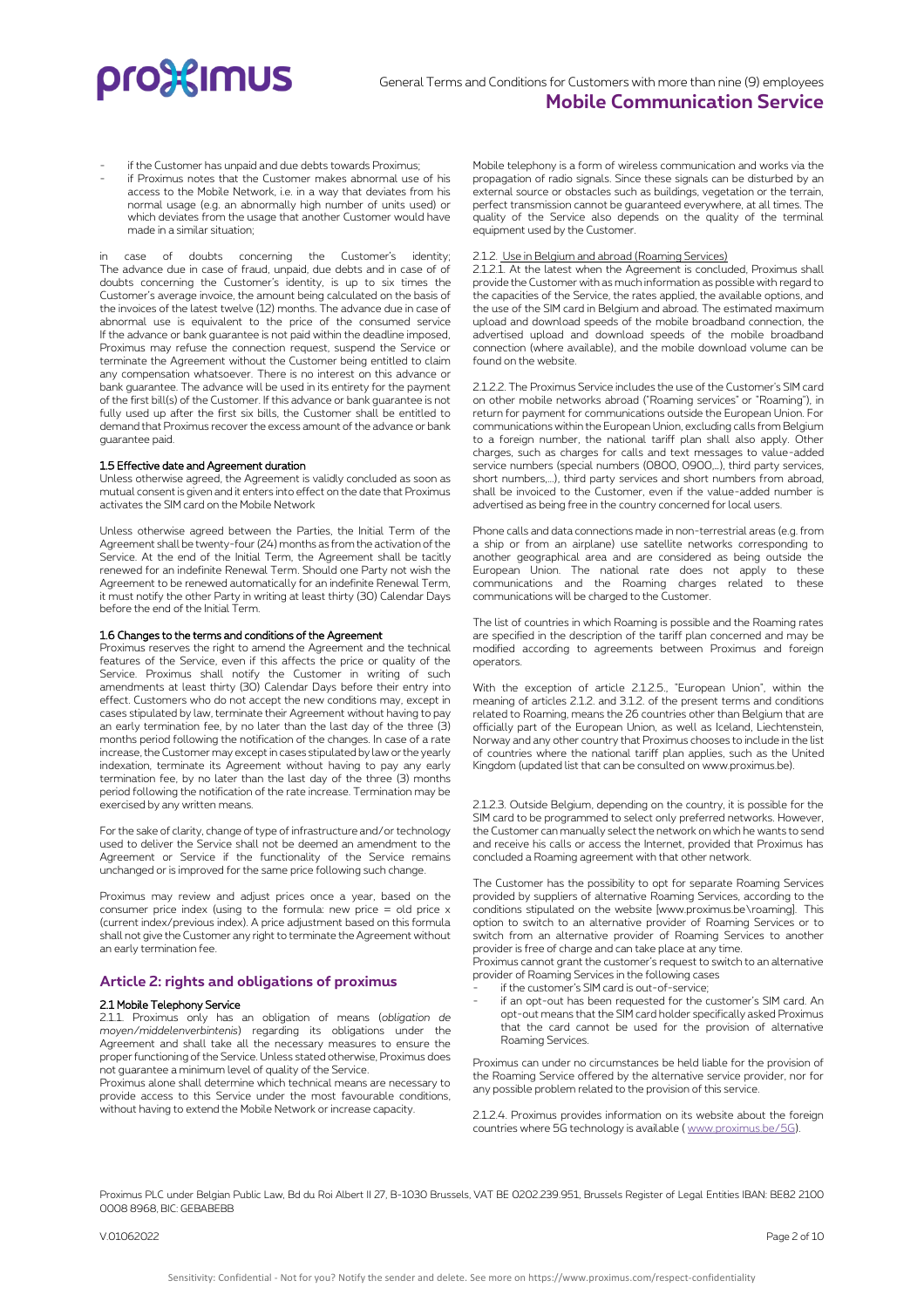- if the Customer has unpaid and due debts towards Proximus;
- if Proximus notes that the Customer makes abnormal use of his access to the Mobile Network, i.e. in a way that deviates from his normal usage (e.g. an abnormally high number of units used) or which deviates from the usage that another Customer would have made in a similar situation;

in case of doubts concerning the Customer's identity; The advance due in case of fraud, unpaid, due debts and in case of of doubts concerning the Customer's identity, is up to six times the Customer's average invoice, the amount being calculated on the basis of the invoices of the latest twelve (12) months. The advance due in case of abnormal use is equivalent to the price of the consumed service If the advance or bank guarantee is not paid within the deadline imposed, Proximus may refuse the connection request, suspend the Service or terminate the Agreement without the Customer being entitled to claim any compensation whatsoever. There is no interest on this advance or bank guarantee. The advance will be used in its entirety for the payment of the first bill(s) of the Customer. If this advance or bank guarantee is not fully used up after the first six bills, the Customer shall be entitled to demand that Proximus recover the excess amount of the advance or bank guarantee paid.

**1.5 Effective date and Agreement duration**

Unless otherwise agreed, the Agreement is validly concluded as soon as mutual consent is given and it enters into effect on the date that Proximus activates the SIM card on the Mobile Network

Unless otherwise agreed between the Parties, the Initial Term of the Agreement shall be twenty-four (24) months as from the activation of the Service. At the end of the Initial Term, the Agreement shall be tacitly renewed for an indefinite Renewal Term. Should one Party not wish the Agreement to be renewed automatically for an indefinite Renewal Term, it must notify the other Party in writing at least thirty (30) Calendar Days before the end of the Initial Term.

**1.6 Changes to the terms and conditions of the Agreement**

Proximus reserves the right to amend the Agreement and the technical features of the Service, even if this affects the price or quality of the Service. Proximus shall notify the Customer in writing of such amendments at least thirty (30) Calendar Days before their entry into effect. Customers who do not accept the new conditions may, except in cases stipulated by law, terminate their Agreement without having to pay an early termination fee, by no later than the last day of the three (3) months period following the notification of the changes. In case of a rate increase, the Customer may except in cases stipulated by law or the yearly indexation, terminate its Agreement without having to pay any early termination fee, by no later than the last day of the three (3) months period following the notification of the rate increase. Termination may be exercised by any written means.

For the sake of clarity, change of type of infrastructure and/or technology used to deliver the Service shall not be deemed an amendment to the Agreement or Service if the functionality of the Service remains unchanged or is improved for the same price following such change.

Proximus may review and adjust prices once a year, based on the consumer price index (using to the formula: new price = old price x (current index/previous index). A price adjustment based on this formula shall not give the Customer any right to terminate the Agreement without an early termination fee.

## Article 2: rights and obligations of proximus

**2.1 Mobile Telephony Service**

2.1.1. Proximus only has an obligation of means (*obligation de moyen/middelenverbintenis*) regarding its obligations under the Agreement and shall take all the necessary measures to ensure the proper functioning of the Service. Unless stated otherwise, Proximus does not guarantee a minimum level of quality of the Service.

Proximus alone shall determine which technical means are necessary to provide access to this Service under the most favourable conditions, without having to extend the Mobile Network or increase capacity.

Mobile telephony is a form of wireless communication and works via the propagation of radio signals. Since these signals can be disturbed by an external source or obstacles such as buildings, vegetation or the terrain, perfect transmission cannot be guaranteed everywhere, at all times. The quality of the Service also depends on the quality of the terminal equipment used by the Customer.

2.1.2. Use in Belgium and abroad (Roaming Services)

2.1.2.1. At the latest when the Agreement is concluded, Proximus shall provide the Customer with as much information as possible with regard to the capacities of the Service, the rates applied, the available options, and the use of the SIM card in Belgium and abroad. The estimated maximum upload and download speeds of the mobile broadband connection, the advertised upload and download speeds of the mobile broadband connection (where available), and the mobile download volume can be found on the website.

2.1.2.2. The Proximus Service includes the use of the Customer's SIM card on other mobile networks abroad ("Roaming services" or "Roaming"), in return for payment for communications outside the European Union. For communications within the European Union, excluding calls from Belgium to a foreign number, the national tariff plan shall also apply. Other charges, such as charges for calls and text messages to value-added service numbers (special numbers (0800, 0900,…), third party services, short numbers,…), third party services and short numbers from abroad, shall be invoiced to the Customer, even if the value-added number is advertised as being free in the country concerned for local users.

Phone calls and data connections made in non-terrestrial areas (e.g. from a ship or from an airplane) use satellite networks corresponding to another geographical area and are considered as being outside the European Union. The national rate does not apply to these communications and the Roaming charges related to these communications will be charged to the Customer.

The list of countries in which Roaming is possible and the Roaming rates are specified in the description of the tariff plan concerned and may be modified according to agreements between Proximus and foreign operators.

With the exception of article 2.1.2.5., "European Union", within the meaning of articles 2.1.2. and 3.1.2. of the present terms and conditions related to Roaming, means the 26 countries other than Belgium that are officially part of the European Union, as well as Iceland, Liechtenstein, Norway and any other country that Proximus chooses to include in the list of countries where the national tariff plan applies, such as the United Kingdom (updated list that can be consulted on www.proximus.be).

2.1.2.3. Outside Belgium, depending on the country, it is possible for the SIM card to be programmed to select only preferred networks. However, the Customer can manually select the network on which he wants to send and receive his calls or access the Internet, provided that Proximus has concluded a Roaming agreement with that other network.

The Customer has the possibility to opt for separate Roaming Services provided by suppliers of alternative Roaming Services, according to the conditions stipulated on the website [www.proximus.be\roaming]. This option to switch to an alternative provider of Roaming Services or to switch from an alternative provider of Roaming Services to another provider is free of charge and can take place at any time.

Proximus cannot grant the customer's request to switch to an alternative provider of Roaming Services in the following cases

- if the customer's SIM card is out-of-service;
- if an opt-out has been requested for the customer's SIM card. An opt-out means that the SIM card holder specifically asked Proximus that the card cannot be used for the provision of alternative Roaming Services.

Proximus can under no circumstances be held liable for the provision of the Roaming Service offered by the alternative service provider, nor for any possible problem related to the provision of this service.

2.1.2.4. Proximus provides information on its website about the foreign countries where 5G technology is available ( www.proximus.be/5G).

Proximus PLC under Belgian Public Law, Bd du Roi Albert II 27, B-1030 Brussels, VAT BE 0202.239.951, Brussels Register of Legal Entities IBAN: BE82 2100 0008 8968, BIC: GEBABEBB

V.01062022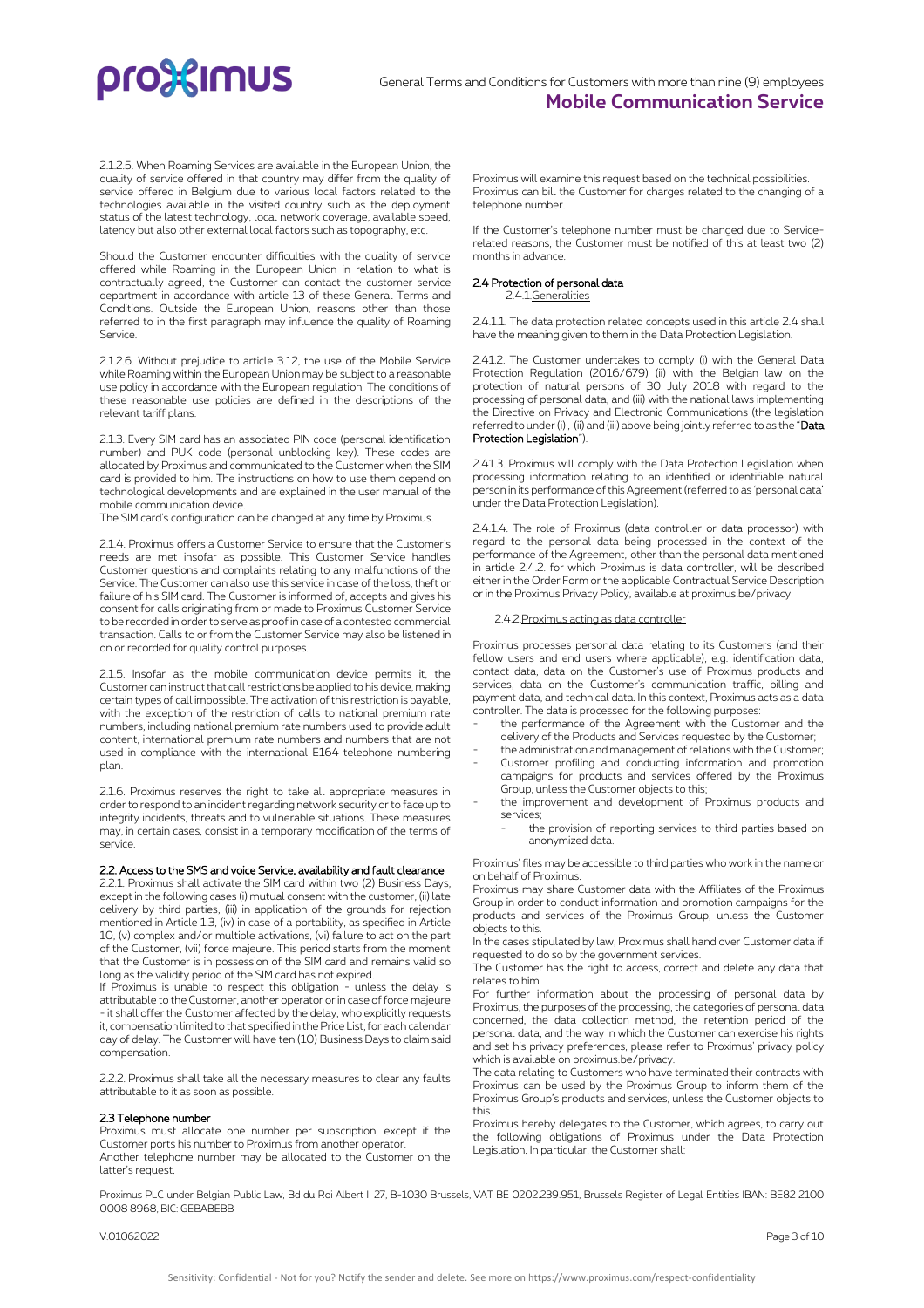2.1.2.5. When Roaming Services are available in the European Union, the quality of service offered in that country may differ from the quality of service offered in Belgium due to various local factors related to the technologies available in the visited country such as the deployment status of the latest technology, local network coverage, available speed, latency but also other external local factors such as topography, etc.

Should the Customer encounter difficulties with the quality of service offered while Roaming in the European Union in relation to what is contractually agreed, the Customer can contact the customer service department in accordance with article 13 of these General Terms and Conditions. Outside the European Union, reasons other than those referred to in the first paragraph may influence the quality of Roaming Service.

2.1.2.6. Without prejudice to article 3.12, the use of the Mobile Service while Roaming within the European Union may be subject to a reasonable use policy in accordance with the European regulation. The conditions of these reasonable use policies are defined in the descriptions of the relevant tariff plans.

2.1.3. Every SIM card has an associated PIN code (personal identification number) and PUK code (personal unblocking key). These codes are allocated by Proximus and communicated to the Customer when the SIM card is provided to him. The instructions on how to use them depend on technological developments and are explained in the user manual of the mobile communication device.
The SIM card's configuration can be changed at any time by Proximus.

2.1.4. Proximus offers a Customer Service to ensure that the Customer's needs are met insofar as possible. This Customer Service handles Customer questions and complaints relating to any malfunctions of the Service. The Customer can also use this service in case of the loss, theft or failure of his SIM card. The Customer is informed of, accepts and gives his consent for calls originating from or made to Proximus Customer Service to be recorded in order to serve as proof in case of a contested commercial transaction. Calls to or from the Customer Service may also be listened in on or recorded for quality control purposes.

2.1.5. Insofar as the mobile communication device permits it, the Customer can instruct that call restrictions be applied to his device, making certain types of call impossible. The activation of this restriction is payable, with the exception of the restriction of calls to national premium rate numbers, including national premium rate numbers used to provide adult content, international premium rate numbers and numbers that are not used in compliance with the international E164 telephone numbering plan.

2.1.6. Proximus reserves the right to take all appropriate measures in order to respond to an incident regarding network security or to face up to integrity incidents, threats and to vulnerable situations. These measures may, in certain cases, consist in a temporary modification of the terms of service.

**2.2. Access to the SMS and voice Service, availability and fault clearance**
2.2.1. Proximus shall activate the SIM card within two (2) Business Days, except in the following cases (i) mutual consent with the customer, (ii) late delivery by third parties, (iii) in application of the grounds for rejection mentioned in Article 1.3, (iv) in case of a portability, as specified in Article 10, (v) complex and/or multiple activations, (vi) failure to act on the part of the Customer, (vii) force majeure. This period starts from the moment that the Customer is in possession of the SIM card and remains valid so long as the validity period of the SIM card has not expired.
If Proximus is unable to respect this obligation - unless the delay is attributable to the Customer, another operator or in case of force majeure - it shall offer the Customer affected by the delay, who explicitly requests it, compensation limited to that specified in the Price List, for each calendar day of delay. The Customer will have ten (10) Business Days to claim said compensation.

2.2.2. Proximus shall take all the necessary measures to clear any faults attributable to it as soon as possible.

**2.3 Telephone number**
Proximus must allocate one number per subscription, except if the Customer ports his number to Proximus from another operator.
Another telephone number may be allocated to the Customer on the latter's request.
Proximus will examine this request based on the technical possibilities. Proximus can bill the Customer for charges related to the changing of a telephone number.

If the Customer's telephone number must be changed due to Service-related reasons, the Customer must be notified of this at least two (2) months in advance.

**2.4 Protection of personal data**
2.4.1. Generalities

2.4.1.1. The data protection related concepts used in this article 2.4 shall have the meaning given to them in the Data Protection Legislation.

2.4.1.2. The Customer undertakes to comply (i) with the General Data Protection Regulation (2016/679) (ii) with the Belgian law on the protection of natural persons of 30 July 2018 with regard to the processing of personal data, and (iii) with the national laws implementing the Directive on Privacy and Electronic Communications (the legislation referred to under (i) , (ii) and (iii) above being jointly referred to as the "**Data Protection Legislation**").

2.4.1.3. Proximus will comply with the Data Protection Legislation when processing information relating to an identified or identifiable natural person in its performance of this Agreement (referred to as 'personal data' under the Data Protection Legislation).

2.4.1.4. The role of Proximus (data controller or data processor) with regard to the personal data being processed in the context of the performance of the Agreement, other than the personal data mentioned in article 2.4.2. for which Proximus is data controller, will be described either in the Order Form or the applicable Contractual Service Description or in the Proximus Privacy Policy, available at proximus.be/privacy.

2.4.2. Proximus acting as data controller

Proximus processes personal data relating to its Customers (and their fellow users and end users where applicable), e.g. identification data, contact data, data on the Customer's use of Proximus products and services, data on the Customer's communication traffic, billing and payment data, and technical data. In this context, Proximus acts as a data controller. The data is processed for the following purposes:

- the performance of the Agreement with the Customer and the delivery of the Products and Services requested by the Customer;
- the administration and management of relations with the Customer;
- Customer profiling and conducting information and promotion campaigns for products and services offered by the Proximus Group, unless the Customer objects to this;
- the improvement and development of Proximus products and services;
  - the provision of reporting services to third parties based on anonymized data.

Proximus' files may be accessible to third parties who work in the name or on behalf of Proximus.
Proximus may share Customer data with the Affiliates of the Proximus Group in order to conduct information and promotion campaigns for the products and services of the Proximus Group, unless the Customer objects to this.
In the cases stipulated by law, Proximus shall hand over Customer data if requested to do so by the government services.
The Customer has the right to access, correct and delete any data that relates to him.
For further information about the processing of personal data by Proximus, the purposes of the processing, the categories of personal data concerned, the data collection method, the retention period of the personal data, and the way in which the Customer can exercise his rights and set his privacy preferences, please refer to Proximus' privacy policy which is available on proximus.be/privacy.
The data relating to Customers who have terminated their contracts with Proximus can be used by the Proximus Group to inform them of the Proximus Group's products and services, unless the Customer objects to this.
Proximus hereby delegates to the Customer, which agrees, to carry out the following obligations of Proximus under the Data Protection Legislation. In particular, the Customer shall: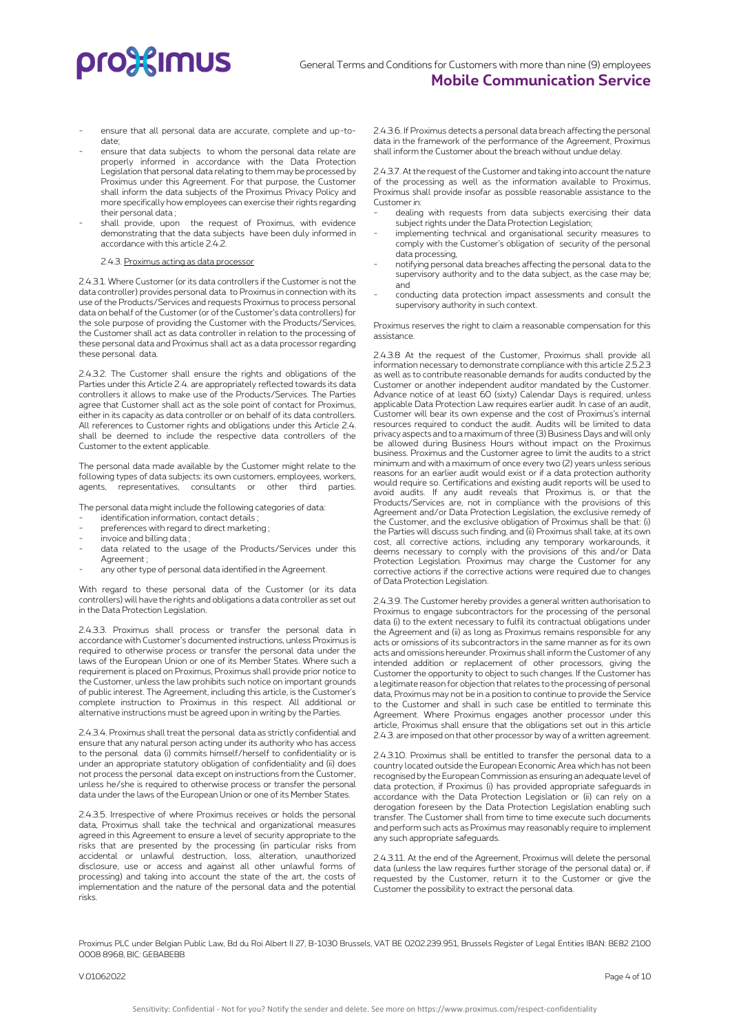- ensure that all personal data are accurate, complete and up-to-date;
- ensure that data subjects to whom the personal data relate are properly informed in accordance with the Data Protection Legislation that personal data relating to them may be processed by Proximus under this Agreement. For that purpose, the Customer shall inform the data subjects of the Proximus Privacy Policy and more specifically how employees can exercise their rights regarding their personal data ;
- shall provide, upon the request of Proximus, with evidence demonstrating that the data subjects have been duly informed in accordance with this article 2.4.2.

2.4.3. Proximus acting as data processor

2.4.3.1. Where Customer (or its data controllers if the Customer is not the data controller) provides personal data to Proximus in connection with its use of the Products/Services and requests Proximus to process personal data on behalf of the Customer (or of the Customer's data controllers) for the sole purpose of providing the Customer with the Products/Services, the Customer shall act as data controller in relation to the processing of these personal data and Proximus shall act as a data processor regarding these personal data.

2.4.3.2. The Customer shall ensure the rights and obligations of the Parties under this Article 2.4. are appropriately reflected towards its data controllers it allows to make use of the Products/Services. The Parties agree that Customer shall act as the sole point of contact for Proximus, either in its capacity as data controller or on behalf of its data controllers. All references to Customer rights and obligations under this Article 2.4. shall be deemed to include the respective data controllers of the Customer to the extent applicable.

The personal data made available by the Customer might relate to the following types of data subjects: its own customers, employees, workers, agents, representatives, consultants or other third parties.

The personal data might include the following categories of data:

- identification information, contact details ;
- preferences with regard to direct marketing ;
- invoice and billing data ;
- data related to the usage of the Products/Services under this Agreement ;
- any other type of personal data identified in the Agreement.

With regard to these personal data of the Customer (or its data controllers) will have the rights and obligations a data controller as set out in the Data Protection Legislation.

2.4.3.3. Proximus shall process or transfer the personal data in accordance with Customer's documented instructions, unless Proximus is required to otherwise process or transfer the personal data under the laws of the European Union or one of its Member States. Where such a requirement is placed on Proximus, Proximus shall provide prior notice to the Customer, unless the law prohibits such notice on important grounds of public interest. The Agreement, including this article, is the Customer's complete instruction to Proximus in this respect. All additional or alternative instructions must be agreed upon in writing by the Parties.

2.4.3.4. Proximus shall treat the personal data as strictly confidential and ensure that any natural person acting under its authority who has access to the personal data (i) commits himself/herself to confidentiality or is under an appropriate statutory obligation of confidentiality and (ii) does not process the personal data except on instructions from the Customer, unless he/she is required to otherwise process or transfer the personal data under the laws of the European Union or one of its Member States.

2.4.3.5. Irrespective of where Proximus receives or holds the personal data, Proximus shall take the technical and organizational measures agreed in this Agreement to ensure a level of security appropriate to the risks that are presented by the processing (in particular risks from accidental or unlawful destruction, loss, alteration, unauthorized disclosure, use or access and against all other unlawful forms of processing) and taking into account the state of the art, the costs of implementation and the nature of the personal data and the potential risks.

2.4.3.6. If Proximus detects a personal data breach affecting the personal data in the framework of the performance of the Agreement, Proximus shall inform the Customer about the breach without undue delay.

2.4.3.7. At the request of the Customer and taking into account the nature of the processing as well as the information available to Proximus, Proximus shall provide insofar as possible reasonable assistance to the Customer in:

- dealing with requests from data subjects exercising their data subject rights under the Data Protection Legislation;
- implementing technical and organisational security measures to comply with the Customer's obligation of security of the personal data processing,
- notifying personal data breaches affecting the personal data to the supervisory authority and to the data subject, as the case may be; and
- conducting data protection impact assessments and consult the supervisory authority in such context.

Proximus reserves the right to claim a reasonable compensation for this assistance.

2.4.3.8 At the request of the Customer, Proximus shall provide all information necessary to demonstrate compliance with this article 2.5.2.3 as well as to contribute reasonable demands for audits conducted by the Customer or another independent auditor mandated by the Customer. Advance notice of at least 60 (sixty) Calendar Days is required, unless applicable Data Protection Law requires earlier audit. In case of an audit, Customer will bear its own expense and the cost of Proximus's internal resources required to conduct the audit. Audits will be limited to data privacy aspects and to a maximum of three (3) Business Days and will only be allowed during Business Hours without impact on the Proximus business. Proximus and the Customer agree to limit the audits to a strict minimum and with a maximum of once every two (2) years unless serious reasons for an earlier audit would exist or if a data protection authority would require so. Certifications and existing audit reports will be used to avoid audits. If any audit reveals that Proximus is, or that the Products/Services are, not in compliance with the provisions of this Agreement and/or Data Protection Legislation, the exclusive remedy of the Customer, and the exclusive obligation of Proximus shall be that: (i) the Parties will discuss such finding, and (ii) Proximus shall take, at its own cost, all corrective actions, including any temporary workarounds, it deems necessary to comply with the provisions of this and/or Data Protection Legislation. Proximus may charge the Customer for any corrective actions if the corrective actions were required due to changes of Data Protection Legislation.

2.4.3.9. The Customer hereby provides a general written authorisation to Proximus to engage subcontractors for the processing of the personal data (i) to the extent necessary to fulfil its contractual obligations under the Agreement and (ii) as long as Proximus remains responsible for any acts or omissions of its subcontractors in the same manner as for its own acts and omissions hereunder. Proximus shall inform the Customer of any intended addition or replacement of other processors, giving the Customer the opportunity to object to such changes. If the Customer has a legitimate reason for objection that relates to the processing of personal data, Proximus may not be in a position to continue to provide the Service to the Customer and shall in such case be entitled to terminate this Agreement. Where Proximus engages another processor under this article, Proximus shall ensure that the obligations set out in this article 2.4.3. are imposed on that other processor by way of a written agreement.

2.4.3.10. Proximus shall be entitled to transfer the personal data to a country located outside the European Economic Area which has not been recognised by the European Commission as ensuring an adequate level of data protection, if Proximus (i) has provided appropriate safeguards in accordance with the Data Protection Legislation or (ii) can rely on a derogation foreseen by the Data Protection Legislation enabling such transfer. The Customer shall from time to time execute such documents and perform such acts as Proximus may reasonably require to implement any such appropriate safeguards.

2.4.3.11. At the end of the Agreement, Proximus will delete the personal data (unless the law requires further storage of the personal data) or, if requested by the Customer, return it to the Customer or give the Customer the possibility to extract the personal data.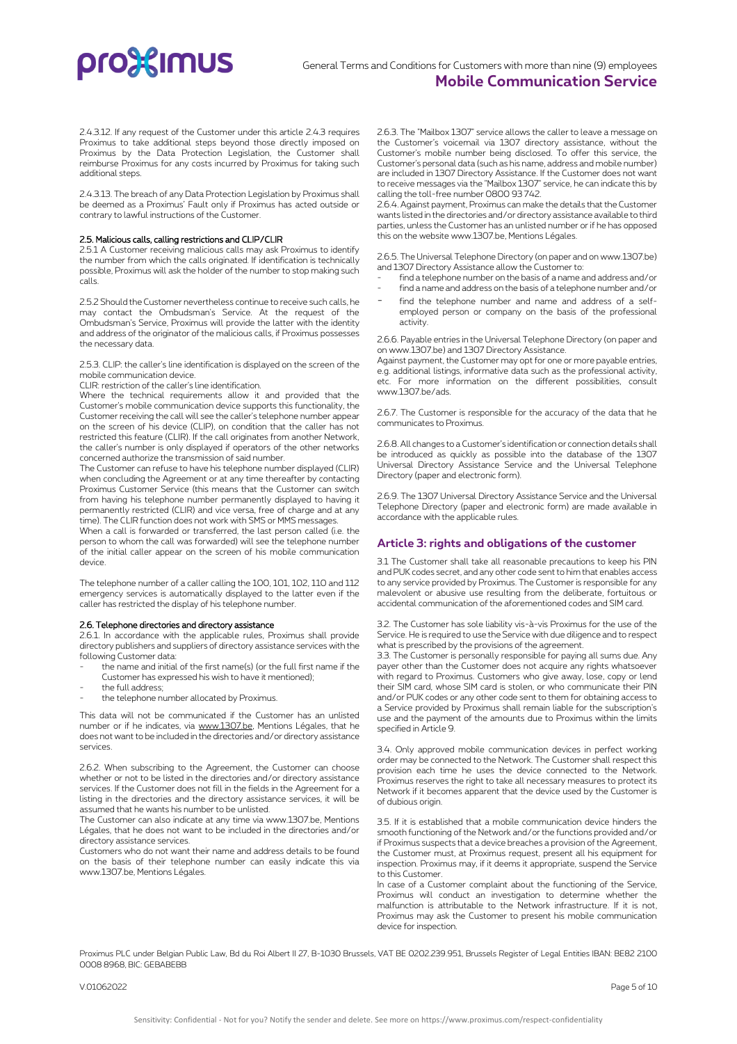2.4.3.12. If any request of the Customer under this article 2.4.3 requires Proximus to take additional steps beyond those directly imposed on Proximus by the Data Protection Legislation, the Customer shall reimburse Proximus for any costs incurred by Proximus for taking such additional steps.

2.4.3.13. The breach of any Data Protection Legislation by Proximus shall be deemed as a Proximus' Fault only if Proximus has acted outside or contrary to lawful instructions of the Customer.

#### 2.5. Malicious calls, calling restrictions and CLIP/CLIR

2.5.1 A Customer receiving malicious calls may ask Proximus to identify the number from which the calls originated. If identification is technically possible, Proximus will ask the holder of the number to stop making such calls.

2.5.2 Should the Customer nevertheless continue to receive such calls, he may contact the Ombudsman's Service. At the request of the Ombudsman's Service, Proximus will provide the latter with the identity and address of the originator of the malicious calls, if Proximus possesses the necessary data.

2.5.3. CLIP: the caller's line identification is displayed on the screen of the mobile communication device.
CLIR: restriction of the caller's line identification.
Where the technical requirements allow it and provided that the Customer's mobile communication device supports this functionality, the Customer receiving the call will see the caller's telephone number appear on the screen of his device (CLIP), on condition that the caller has not restricted this feature (CLIR). If the call originates from another Network, the caller's number is only displayed if operators of the other networks concerned authorize the transmission of said number.
The Customer can refuse to have his telephone number displayed (CLIR) when concluding the Agreement or at any time thereafter by contacting Proximus Customer Service (this means that the Customer can switch from having his telephone number permanently displayed to having it permanently restricted (CLIR) and vice versa, free of charge and at any time). The CLIR function does not work with SMS or MMS messages.
When a call is forwarded or transferred, the last person called (i.e. the person to whom the call was forwarded) will see the telephone number of the initial caller appear on the screen of his mobile communication device.

The telephone number of a caller calling the 100, 101, 102, 110 and 112 emergency services is automatically displayed to the latter even if the caller has restricted the display of his telephone number.

#### 2.6. Telephone directories and directory assistance

2.6.1. In accordance with the applicable rules, Proximus shall provide directory publishers and suppliers of directory assistance services with the following Customer data:

- the name and initial of the first name(s) (or the full first name if the Customer has expressed his wish to have it mentioned);
- the full address;
- the telephone number allocated by Proximus.

This data will not be communicated if the Customer has an unlisted number or if he indicates, via www.1307.be, Mentions Légales, that he does not want to be included in the directories and/or directory assistance services.

2.6.2. When subscribing to the Agreement, the Customer can choose whether or not to be listed in the directories and/or directory assistance services. If the Customer does not fill in the fields in the Agreement for a listing in the directories and the directory assistance services, it will be assumed that he wants his number to be unlisted.
The Customer can also indicate at any time via www.1307.be, Mentions Légales, that he does not want to be included in the directories and/or directory assistance services.
Customers who do not want their name and address details to be found on the basis of their telephone number can easily indicate this via www.1307.be, Mentions Légales.

2.6.3. The "Mailbox 1307" service allows the caller to leave a message on the Customer's voicemail via 1307 directory assistance, without the Customer's mobile number being disclosed. To offer this service, the Customer's personal data (such as his name, address and mobile number) are included in 1307 Directory Assistance. If the Customer does not want to receive messages via the "Mailbox 1307" service, he can indicate this by calling the toll-free number 0800 93 742.
2.6.4. Against payment, Proximus can make the details that the Customer wants listed in the directories and/or directory assistance available to third parties, unless the Customer has an unlisted number or if he has opposed this on the website www.1307.be, Mentions Légales.

2.6.5. The Universal Telephone Directory (on paper and on www.1307.be) and 1307 Directory Assistance allow the Customer to:

- find a telephone number on the basis of a name and address and/or
- find a name and address on the basis of a telephone number and/or
- find the telephone number and name and address of a self-employed person or company on the basis of the professional activity.

2.6.6. Payable entries in the Universal Telephone Directory (on paper and on www.1307.be) and 1307 Directory Assistance.
Against payment, the Customer may opt for one or more payable entries, e.g. additional listings, informative data such as the professional activity, etc. For more information on the different possibilities, consult www.1307.be/ads.

2.6.7. The Customer is responsible for the accuracy of the data that he communicates to Proximus.

2.6.8. All changes to a Customer's identification or connection details shall be introduced as quickly as possible into the database of the 1307 Universal Directory Assistance Service and the Universal Telephone Directory (paper and electronic form).

2.6.9. The 1307 Universal Directory Assistance Service and the Universal Telephone Directory (paper and electronic form) are made available in accordance with the applicable rules.

## Article 3: rights and obligations of the customer

3.1 The Customer shall take all reasonable precautions to keep his PIN and PUK codes secret, and any other code sent to him that enables access to any service provided by Proximus. The Customer is responsible for any malevolent or abusive use resulting from the deliberate, fortuitous or accidental communication of the aforementioned codes and SIM card.

3.2. The Customer has sole liability vis-à-vis Proximus for the use of the Service. He is required to use the Service with due diligence and to respect what is prescribed by the provisions of the agreement.
3.3. The Customer is personally responsible for paying all sums due. Any payer other than the Customer does not acquire any rights whatsoever with regard to Proximus. Customers who give away, lose, copy or lend their SIM card, whose SIM card is stolen, or who communicate their PIN and/or PUK codes or any other code sent to them for obtaining access to a Service provided by Proximus shall remain liable for the subscription's use and the payment of the amounts due to Proximus within the limits specified in Article 9.

3.4. Only approved mobile communication devices in perfect working order may be connected to the Network. The Customer shall respect this provision each time he uses the device connected to the Network. Proximus reserves the right to take all necessary measures to protect its Network if it becomes apparent that the device used by the Customer is of dubious origin.

3.5. If it is established that a mobile communication device hinders the smooth functioning of the Network and/or the functions provided and/or if Proximus suspects that a device breaches a provision of the Agreement, the Customer must, at Proximus request, present all his equipment for inspection. Proximus may, if it deems it appropriate, suspend the Service to this Customer.
In case of a Customer complaint about the functioning of the Service, Proximus will conduct an investigation to determine whether the malfunction is attributable to the Network infrastructure. If it is not, Proximus may ask the Customer to present his mobile communication device for inspection.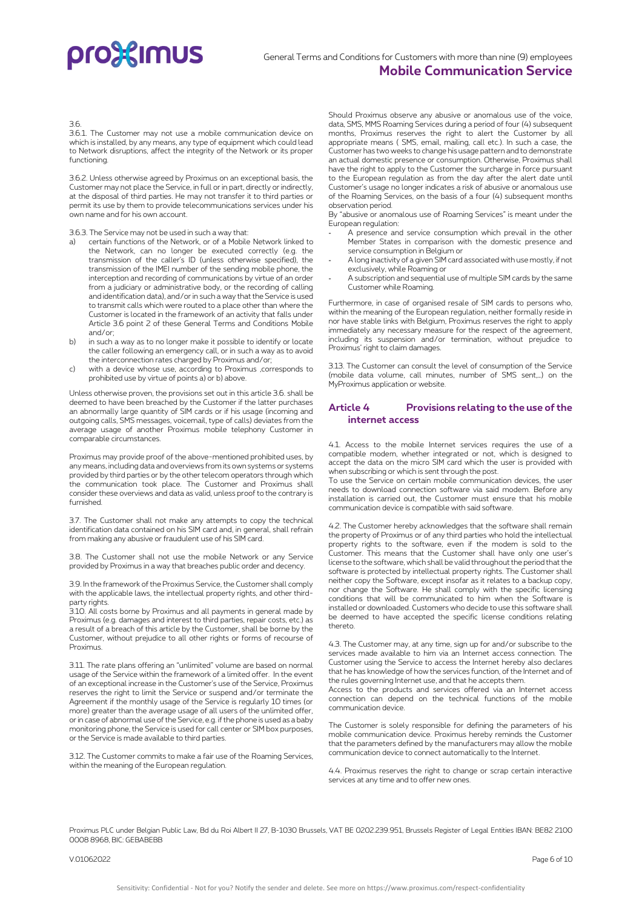3.6.

3.6.1. The Customer may not use a mobile communication device on which is installed, by any means, any type of equipment which could lead to Network disruptions, affect the integrity of the Network or its proper functioning.

3.6.2. Unless otherwise agreed by Proximus on an exceptional basis, the Customer may not place the Service, in full or in part, directly or indirectly, at the disposal of third parties. He may not transfer it to third parties or permit its use by them to provide telecommunications services under his own name and for his own account.

3.6.3. The Service may not be used in such a way that:

a) certain functions of the Network, or of a Mobile Network linked to the Network, can no longer be executed correctly (e.g. the transmission of the caller's ID (unless otherwise specified), the transmission of the IMEI number of the sending mobile phone, the interception and recording of communications by virtue of an order from a judiciary or administrative body, or the recording of calling and identification data), and/or in such a way that the Service is used to transmit calls which were routed to a place other than where the Customer is located in the framework of an activity that falls under Article 3.6 point 2 of these General Terms and Conditions Mobile and/or;
b) in such a way as to no longer make it possible to identify or locate the caller following an emergency call, or in such a way as to avoid the interconnection rates charged by Proximus and/or;
c) with a device whose use, according to Proximus ,corresponds to prohibited use by virtue of points a) or b) above.

Unless otherwise proven, the provisions set out in this article 3.6. shall be deemed to have been breached by the Customer if the latter purchases an abnormally large quantity of SIM cards or if his usage (incoming and outgoing calls, SMS messages, voicemail, type of calls) deviates from the average usage of another Proximus mobile telephony Customer in comparable circumstances.

Proximus may provide proof of the above-mentioned prohibited uses, by any means, including data and overviews from its own systems or systems provided by third parties or by the other telecom operators through which the communication took place. The Customer and Proximus shall consider these overviews and data as valid, unless proof to the contrary is furnished.

3.7. The Customer shall not make any attempts to copy the technical identification data contained on his SIM card and, in general, shall refrain from making any abusive or fraudulent use of his SIM card.

3.8. The Customer shall not use the mobile Network or any Service provided by Proximus in a way that breaches public order and decency.

3.9. In the framework of the Proximus Service, the Customer shall comply with the applicable laws, the intellectual property rights, and other third-party rights.

3.10. All costs borne by Proximus and all payments in general made by Proximus (e.g. damages and interest to third parties, repair costs, etc.) as a result of a breach of this article by the Customer, shall be borne by the Customer, without prejudice to all other rights or forms of recourse of Proximus.

3.11. The rate plans offering an "unlimited" volume are based on normal usage of the Service within the framework of a limited offer. In the event of an exceptional increase in the Customer's use of the Service, Proximus reserves the right to limit the Service or suspend and/or terminate the Agreement if the monthly usage of the Service is regularly 10 times (or more) greater than the average usage of all users of the unlimited offer, or in case of abnormal use of the Service, e.g. if the phone is used as a baby monitoring phone, the Service is used for call center or SIM box purposes, or the Service is made available to third parties.

3.12. The Customer commits to make a fair use of the Roaming Services, within the meaning of the European regulation.

Should Proximus observe any abusive or anomalous use of the voice, data, SMS, MMS Roaming Services during a period of four (4) subsequent months, Proximus reserves the right to alert the Customer by all appropriate means ( SMS, email, mailing, call etc.). In such a case, the Customer has two weeks to change his usage pattern and to demonstrate an actual domestic presence or consumption. Otherwise, Proximus shall have the right to apply to the Customer the surcharge in force pursuant to the European regulation as from the day after the alert date until Customer's usage no longer indicates a risk of abusive or anomalous use of the Roaming Services, on the basis of a four (4) subsequent months observation period.

By "abusive or anomalous use of Roaming Services" is meant under the European regulation:

- A presence and service consumption which prevail in the other Member States in comparison with the domestic presence and service consumption in Belgium or
- A long inactivity of a given SIM card associated with use mostly, if not exclusively, while Roaming or
- A subscription and sequential use of multiple SIM cards by the same Customer while Roaming.

Furthermore, in case of organised resale of SIM cards to persons who, within the meaning of the European regulation, neither formally reside in nor have stable links with Belgium, Proximus reserves the right to apply immediately any necessary measure for the respect of the agreement, including its suspension and/or termination, without prejudice to Proximus' right to claim damages.

3.13. The Customer can consult the level of consumption of the Service (mobile data volume, call minutes, number of SMS sent,…) on the MyProximus application or website.

## Article 4 Provisions relating to the use of the internet access

4.1. Access to the mobile Internet services requires the use of a compatible modem, whether integrated or not, which is designed to accept the data on the micro SIM card which the user is provided with when subscribing or which is sent through the post.

To use the Service on certain mobile communication devices, the user needs to download connection software via said modem. Before any installation is carried out, the Customer must ensure that his mobile communication device is compatible with said software.

4.2. The Customer hereby acknowledges that the software shall remain the property of Proximus or of any third parties who hold the intellectual property rights to the software, even if the modem is sold to the Customer. This means that the Customer shall have only one user's license to the software, which shall be valid throughout the period that the software is protected by intellectual property rights. The Customer shall neither copy the Software, except insofar as it relates to a backup copy, nor change the Software. He shall comply with the specific licensing conditions that will be communicated to him when the Software is installed or downloaded. Customers who decide to use this software shall be deemed to have accepted the specific license conditions relating thereto.

4.3. The Customer may, at any time, sign up for and/or subscribe to the services made available to him via an Internet access connection. The Customer using the Service to access the Internet hereby also declares that he has knowledge of how the services function, of the Internet and of the rules governing Internet use, and that he accepts them.

Access to the products and services offered via an Internet access connection can depend on the technical functions of the mobile communication device.

The Customer is solely responsible for defining the parameters of his mobile communication device. Proximus hereby reminds the Customer that the parameters defined by the manufacturers may allow the mobile communication device to connect automatically to the Internet.

4.4. Proximus reserves the right to change or scrap certain interactive services at any time and to offer new ones.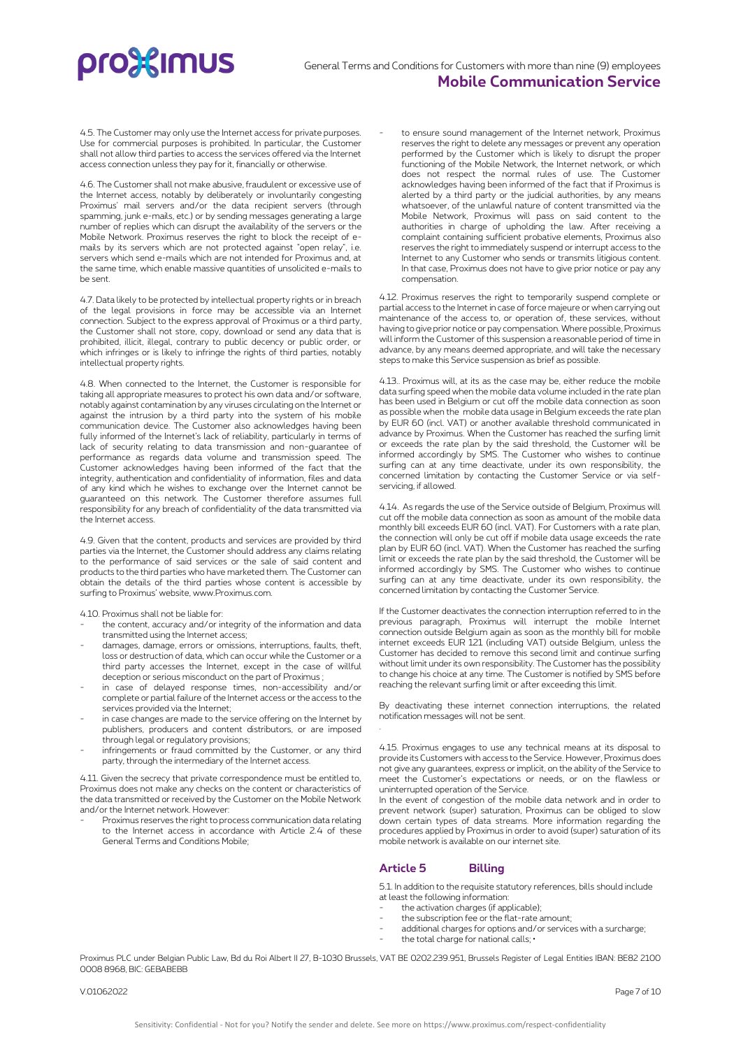4.5. The Customer may only use the Internet access for private purposes. Use for commercial purposes is prohibited. In particular, the Customer shall not allow third parties to access the services offered via the Internet access connection unless they pay for it, financially or otherwise.

4.6. The Customer shall not make abusive, fraudulent or excessive use of the Internet access, notably by deliberately or involuntarily congesting Proximus' mail servers and/or the data recipient servers (through spamming, junk e-mails, etc.) or by sending messages generating a large number of replies which can disrupt the availability of the servers or the Mobile Network. Proximus reserves the right to block the receipt of e-mails by its servers which are not protected against "open relay", i.e. servers which send e-mails which are not intended for Proximus and, at the same time, which enable massive quantities of unsolicited e-mails to be sent.

4.7. Data likely to be protected by intellectual property rights or in breach of the legal provisions in force may be accessible via an Internet connection. Subject to the express approval of Proximus or a third party, the Customer shall not store, copy, download or send any data that is prohibited, illicit, illegal, contrary to public decency or public order, or which infringes or is likely to infringe the rights of third parties, notably intellectual property rights.

4.8. When connected to the Internet, the Customer is responsible for taking all appropriate measures to protect his own data and/or software, notably against contamination by any viruses circulating on the Internet or against the intrusion by a third party into the system of his mobile communication device. The Customer also acknowledges having been fully informed of the Internet's lack of reliability, particularly in terms of lack of security relating to data transmission and non-guarantee of performance as regards data volume and transmission speed. The Customer acknowledges having been informed of the fact that the integrity, authentication and confidentiality of information, files and data of any kind which he wishes to exchange over the Internet cannot be guaranteed on this network. The Customer therefore assumes full responsibility for any breach of confidentiality of the data transmitted via the Internet access.

4.9. Given that the content, products and services are provided by third parties via the Internet, the Customer should address any claims relating to the performance of said services or the sale of said content and products to the third parties who have marketed them. The Customer can obtain the details of the third parties whose content is accessible by surfing to Proximus' website, www.Proximus.com.

4.10. Proximus shall not be liable for:

- the content, accuracy and/or integrity of the information and data transmitted using the Internet access;
- damages, damage, errors or omissions, interruptions, faults, theft, loss or destruction of data, which can occur while the Customer or a third party accesses the Internet, except in the case of willful deception or serious misconduct on the part of Proximus ;
- in case of delayed response times, non-accessibility and/or complete or partial failure of the Internet access or the access to the services provided via the Internet;
- in case changes are made to the service offering on the Internet by publishers, producers and content distributors, or are imposed through legal or regulatory provisions;
- infringements or fraud committed by the Customer, or any third party, through the intermediary of the Internet access.

4.11. Given the secrecy that private correspondence must be entitled to, Proximus does not make any checks on the content or characteristics of the data transmitted or received by the Customer on the Mobile Network and/or the Internet network. However:

- Proximus reserves the right to process communication data relating to the Internet access in accordance with Article 2.4 of these General Terms and Conditions Mobile;
- to ensure sound management of the Internet network, Proximus reserves the right to delete any messages or prevent any operation performed by the Customer which is likely to disrupt the proper functioning of the Mobile Network, the Internet network, or which does not respect the normal rules of use. The Customer acknowledges having been informed of the fact that if Proximus is alerted by a third party or the judicial authorities, by any means whatsoever, of the unlawful nature of content transmitted via the Mobile Network, Proximus will pass on said content to the authorities in charge of upholding the law. After receiving a complaint containing sufficient probative elements, Proximus also reserves the right to immediately suspend or interrupt access to the Internet to any Customer who sends or transmits litigious content. In that case, Proximus does not have to give prior notice or pay any compensation.

4.12. Proximus reserves the right to temporarily suspend complete or partial access to the Internet in case of force majeure or when carrying out maintenance of the access to, or operation of, these services, without having to give prior notice or pay compensation. Where possible, Proximus will inform the Customer of this suspension a reasonable period of time in advance, by any means deemed appropriate, and will take the necessary steps to make this Service suspension as brief as possible.

4.13.. Proximus will, at its as the case may be, either reduce the mobile data surfing speed when the mobile data volume included in the rate plan has been used in Belgium or cut off the mobile data connection as soon as possible when the mobile data usage in Belgium exceeds the rate plan by EUR 60 (incl. VAT) or another available threshold communicated in advance by Proximus. When the Customer has reached the surfing limit or exceeds the rate plan by the said threshold, the Customer will be informed accordingly by SMS. The Customer who wishes to continue surfing can at any time deactivate, under its own responsibility, the concerned limitation by contacting the Customer Service or via self-servicing, if allowed.

4.14. As regards the use of the Service outside of Belgium, Proximus will cut off the mobile data connection as soon as amount of the mobile data monthly bill exceeds EUR 60 (incl. VAT). For Customers with a rate plan, the connection will only be cut off if mobile data usage exceeds the rate plan by EUR 60 (incl. VAT). When the Customer has reached the surfing limit or exceeds the rate plan by the said threshold, the Customer will be informed accordingly by SMS. The Customer who wishes to continue surfing can at any time deactivate, under its own responsibility, the concerned limitation by contacting the Customer Service.

If the Customer deactivates the connection interruption referred to in the previous paragraph, Proximus will interrupt the mobile Internet connection outside Belgium again as soon as the monthly bill for mobile internet exceeds EUR 121 (including VAT) outside Belgium, unless the Customer has decided to remove this second limit and continue surfing without limit under its own responsibility. The Customer has the possibility to change his choice at any time. The Customer is notified by SMS before reaching the relevant surfing limit or after exceeding this limit.

By deactivating these internet connection interruptions, the related notification messages will not be sent.

.

4.15. Proximus engages to use any technical means at its disposal to provide its Customers with access to the Service. However, Proximus does not give any guarantees, express or implicit, on the ability of the Service to meet the Customer's expectations or needs, or on the flawless or uninterrupted operation of the Service.
In the event of congestion of the mobile data network and in order to prevent network (super) saturation, Proximus can be obliged to slow down certain types of data streams. More information regarding the procedures applied by Proximus in order to avoid (super) saturation of its mobile network is available on our internet site.

## Article 5 Billing

5.1. In addition to the requisite statutory references, bills should include at least the following information:

- the activation charges (if applicable);
- the subscription fee or the flat-rate amount;
- additional charges for options and/or services with a surcharge;
- the total charge for national calls; •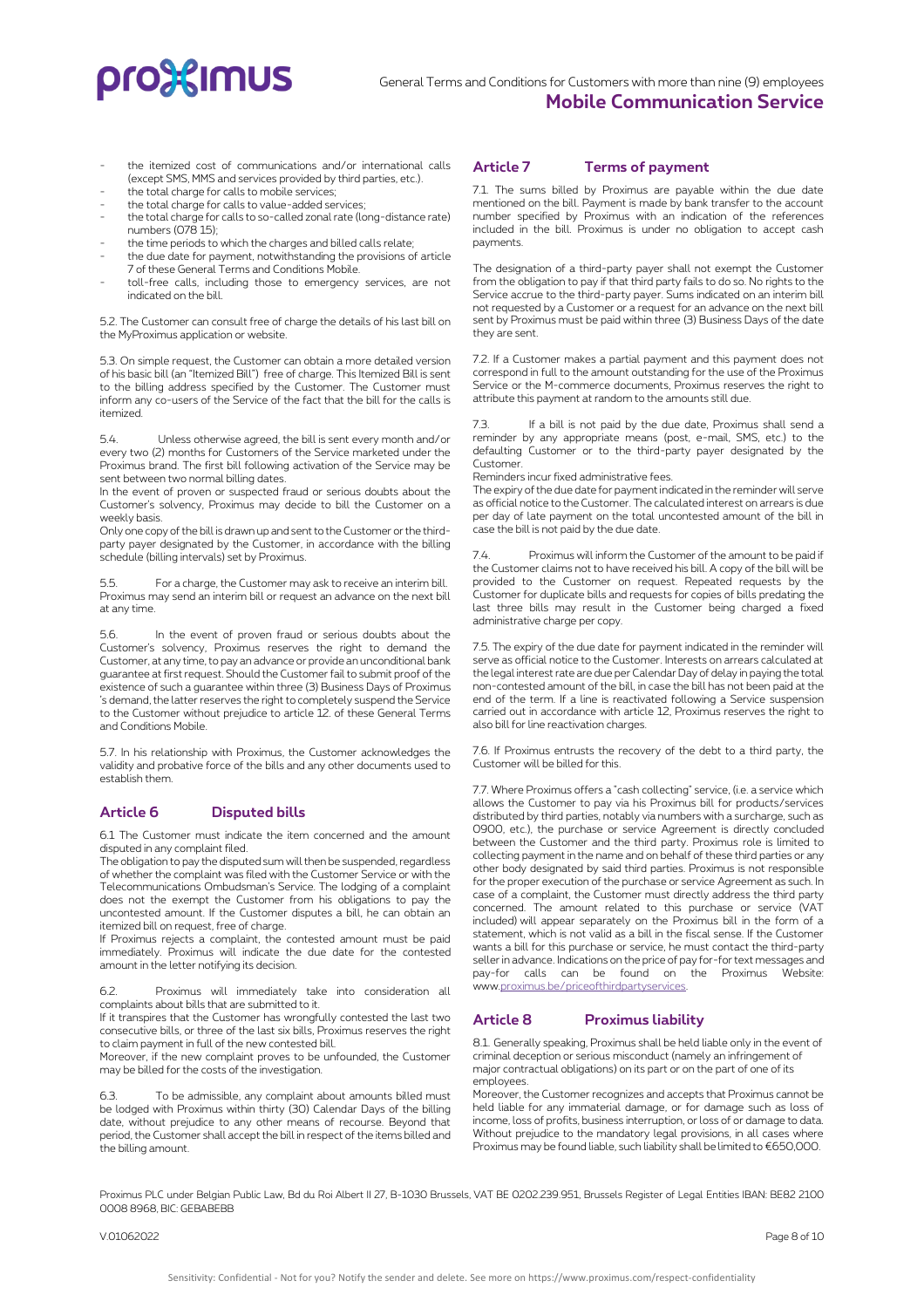- the itemized cost of communications and/or international calls (except SMS, MMS and services provided by third parties, etc.).
- the total charge for calls to mobile services;
- the total charge for calls to value-added services;
- the total charge for calls to so-called zonal rate (long-distance rate) numbers (078 15);
- the time periods to which the charges and billed calls relate;
- the due date for payment, notwithstanding the provisions of article 7 of these General Terms and Conditions Mobile.
- toll-free calls, including those to emergency services, are not indicated on the bill.

5.2. The Customer can consult free of charge the details of his last bill on the MyProximus application or website.

5.3. On simple request, the Customer can obtain a more detailed version of his basic bill (an "Itemized Bill") free of charge. This Itemized Bill is sent to the billing address specified by the Customer. The Customer must inform any co-users of the Service of the fact that the bill for the calls is itemized.

5.4. Unless otherwise agreed, the bill is sent every month and/or every two (2) months for Customers of the Service marketed under the Proximus brand. The first bill following activation of the Service may be sent between two normal billing dates.

In the event of proven or suspected fraud or serious doubts about the Customer's solvency, Proximus may decide to bill the Customer on a weekly basis.

Only one copy of the bill is drawn up and sent to the Customer or the third-party payer designated by the Customer, in accordance with the billing schedule (billing intervals) set by Proximus.

5.5. For a charge, the Customer may ask to receive an interim bill. Proximus may send an interim bill or request an advance on the next bill at any time.

5.6. In the event of proven fraud or serious doubts about the Customer's solvency, Proximus reserves the right to demand the Customer, at any time, to pay an advance or provide an unconditional bank guarantee at first request. Should the Customer fail to submit proof of the existence of such a guarantee within three (3) Business Days of Proximus 's demand, the latter reserves the right to completely suspend the Service to the Customer without prejudice to article 12. of these General Terms and Conditions Mobile.

5.7. In his relationship with Proximus, the Customer acknowledges the validity and probative force of the bills and any other documents used to establish them.

## Article 6 Disputed bills

6.1 The Customer must indicate the item concerned and the amount disputed in any complaint filed.

The obligation to pay the disputed sum will then be suspended, regardless of whether the complaint was filed with the Customer Service or with the Telecommunications Ombudsman's Service. The lodging of a complaint does not the exempt the Customer from his obligations to pay the uncontested amount. If the Customer disputes a bill, he can obtain an itemized bill on request, free of charge.

If Proximus rejects a complaint, the contested amount must be paid immediately. Proximus will indicate the due date for the contested amount in the letter notifying its decision.

6.2. Proximus will immediately take into consideration all complaints about bills that are submitted to it.

If it transpires that the Customer has wrongfully contested the last two consecutive bills, or three of the last six bills, Proximus reserves the right to claim payment in full of the new contested bill.

Moreover, if the new complaint proves to be unfounded, the Customer may be billed for the costs of the investigation.

6.3. To be admissible, any complaint about amounts billed must be lodged with Proximus within thirty (30) Calendar Days of the billing date, without prejudice to any other means of recourse. Beyond that period, the Customer shall accept the bill in respect of the items billed and the billing amount.

## Article 7 Terms of payment

7.1. The sums billed by Proximus are payable within the due date mentioned on the bill. Payment is made by bank transfer to the account number specified by Proximus with an indication of the references included in the bill. Proximus is under no obligation to accept cash payments.

The designation of a third-party payer shall not exempt the Customer from the obligation to pay if that third party fails to do so. No rights to the Service accrue to the third-party payer. Sums indicated on an interim bill not requested by a Customer or a request for an advance on the next bill sent by Proximus must be paid within three (3) Business Days of the date they are sent.

7.2. If a Customer makes a partial payment and this payment does not correspond in full to the amount outstanding for the use of the Proximus Service or the M-commerce documents, Proximus reserves the right to attribute this payment at random to the amounts still due.

7.3. If a bill is not paid by the due date, Proximus shall send a reminder by any appropriate means (post, e-mail, SMS, etc.) to the defaulting Customer or to the third-party payer designated by the Customer.

Reminders incur fixed administrative fees.

The expiry of the due date for payment indicated in the reminder will serve as official notice to the Customer. The calculated interest on arrears is due per day of late payment on the total uncontested amount of the bill in case the bill is not paid by the due date.

7.4. Proximus will inform the Customer of the amount to be paid if the Customer claims not to have received his bill. A copy of the bill will be provided to the Customer on request. Repeated requests by the Customer for duplicate bills and requests for copies of bills predating the last three bills may result in the Customer being charged a fixed administrative charge per copy.

7.5. The expiry of the due date for payment indicated in the reminder will serve as official notice to the Customer. Interests on arrears calculated at the legal interest rate are due per Calendar Day of delay in paying the total non-contested amount of the bill, in case the bill has not been paid at the end of the term. If a line is reactivated following a Service suspension carried out in accordance with article 12, Proximus reserves the right to also bill for line reactivation charges.

7.6. If Proximus entrusts the recovery of the debt to a third party, the Customer will be billed for this.

7.7. Where Proximus offers a "cash collecting" service, (i.e. a service which allows the Customer to pay via his Proximus bill for products/services distributed by third parties, notably via numbers with a surcharge, such as 0900, etc.), the purchase or service Agreement is directly concluded between the Customer and the third party. Proximus role is limited to collecting payment in the name and on behalf of these third parties or any other body designated by said third parties. Proximus is not responsible for the proper execution of the purchase or service Agreement as such. In case of a complaint, the Customer must directly address the third party concerned. The amount related to this purchase or service (VAT included) will appear separately on the Proximus bill in the form of a statement, which is not valid as a bill in the fiscal sense. If the Customer wants a bill for this purchase or service, he must contact the third-party seller in advance. Indications on the price of pay for-for text messages and pay-for calls can be found on the Proximus Website: www.proximus.be/priceofthirdpartyservices.

## Article 8 Proximus liability

8.1. Generally speaking, Proximus shall be held liable only in the event of criminal deception or serious misconduct (namely an infringement of major contractual obligations) on its part or on the part of one of its employees.

Moreover, the Customer recognizes and accepts that Proximus cannot be held liable for any immaterial damage, or for damage such as loss of income, loss of profits, business interruption, or loss of or damage to data. Without prejudice to the mandatory legal provisions, in all cases where Proximus may be found liable, such liability shall be limited to €650,000.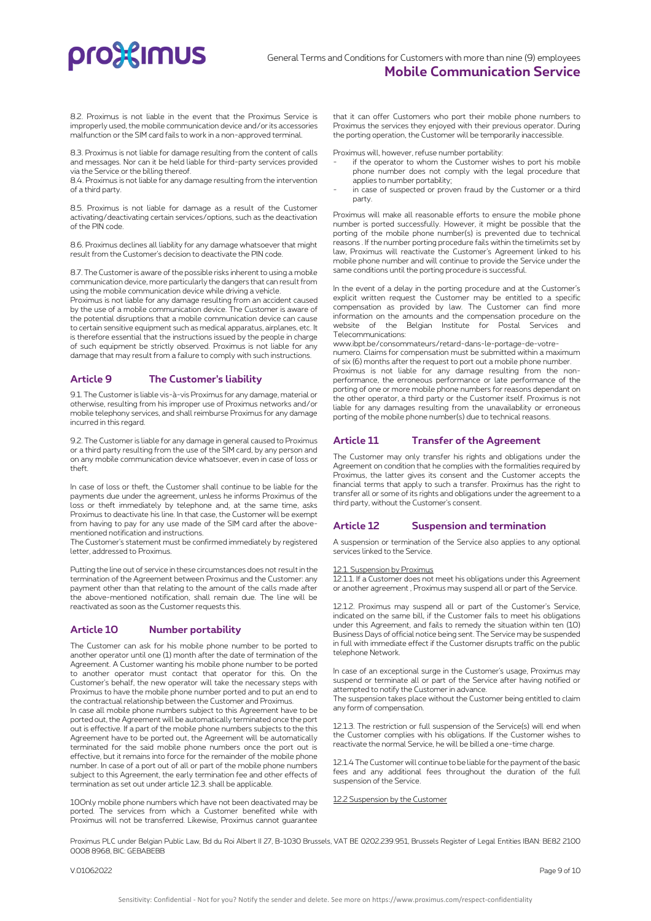8.2. Proximus is not liable in the event that the Proximus Service is improperly used, the mobile communication device and/or its accessories malfunction or the SIM card fails to work in a non-approved terminal.

8.3. Proximus is not liable for damage resulting from the content of calls and messages. Nor can it be held liable for third-party services provided via the Service or the billing thereof.

8.4. Proximus is not liable for any damage resulting from the intervention of a third party.

8.5. Proximus is not liable for damage as a result of the Customer activating/deactivating certain services/options, such as the deactivation of the PIN code.

8.6. Proximus declines all liability for any damage whatsoever that might result from the Customer's decision to deactivate the PIN code.

8.7. The Customer is aware of the possible risks inherent to using a mobile communication device, more particularly the dangers that can result from using the mobile communication device while driving a vehicle.

Proximus is not liable for any damage resulting from an accident caused by the use of a mobile communication device. The Customer is aware of the potential disruptions that a mobile communication device can cause to certain sensitive equipment such as medical apparatus, airplanes, etc. It is therefore essential that the instructions issued by the people in charge of such equipment be strictly observed. Proximus is not liable for any damage that may result from a failure to comply with such instructions.

## Article 9 The Customer's liability

9.1. The Customer is liable vis-à-vis Proximus for any damage, material or otherwise, resulting from his improper use of Proximus networks and/or mobile telephony services, and shall reimburse Proximus for any damage incurred in this regard.

9.2. The Customer is liable for any damage in general caused to Proximus or a third party resulting from the use of the SIM card, by any person and on any mobile communication device whatsoever, even in case of loss or theft.

In case of loss or theft, the Customer shall continue to be liable for the payments due under the agreement, unless he informs Proximus of the loss or theft immediately by telephone and, at the same time, asks Proximus to deactivate his line. In that case, the Customer will be exempt from having to pay for any use made of the SIM card after the above-mentioned notification and instructions.

The Customer's statement must be confirmed immediately by registered letter, addressed to Proximus.

Putting the line out of service in these circumstances does not result in the termination of the Agreement between Proximus and the Customer: any payment other than that relating to the amount of the calls made after the above-mentioned notification, shall remain due. The line will be reactivated as soon as the Customer requests this.

## Article 10 Number portability

The Customer can ask for his mobile phone number to be ported to another operator until one (1) month after the date of termination of the Agreement. A Customer wanting his mobile phone number to be ported to another operator must contact that operator for this. On the Customer's behalf, the new operator will take the necessary steps with Proximus to have the mobile phone number ported and to put an end to the contractual relationship between the Customer and Proximus.

In case all mobile phone numbers subject to this Agreement have to be ported out, the Agreement will be automatically terminated once the port out is effective. If a part of the mobile phone numbers subjects to the this Agreement have to be ported out, the Agreement will be automatically terminated for the said mobile phone numbers once the port out is effective, but it remains into force for the remainder of the mobile phone number. In case of a port out of all or part of the mobile phone numbers subject to this Agreement, the early termination fee and other effects of termination as set out under article 12.3. shall be applicable.

10Only mobile phone numbers which have not been deactivated may be ported. The services from which a Customer benefited while with Proximus will not be transferred. Likewise, Proximus cannot guarantee that it can offer Customers who port their mobile phone numbers to Proximus the services they enjoyed with their previous operator. During the porting operation, the Customer will be temporarily inaccessible.

Proximus will, however, refuse number portability:

- if the operator to whom the Customer wishes to port his mobile phone number does not comply with the legal procedure that applies to number portability;
- in case of suspected or proven fraud by the Customer or a third party.

Proximus will make all reasonable efforts to ensure the mobile phone number is ported successfully. However, it might be possible that the porting of the mobile phone number(s) is prevented due to technical reasons . If the number porting procedure fails within the timelimits set by law, Proximus will reactivate the Customer's Agreement linked to his mobile phone number and will continue to provide the Service under the same conditions until the porting procedure is successful.

In the event of a delay in the porting procedure and at the Customer's explicit written request the Customer may be entitled to a specific compensation as provided by law. The Customer can find more information on the amounts and the compensation procedure on the website of the Belgian Institute for Postal Services and Telecommunications:
www.ibpt.be/consommateurs/retard-dans-le-portage-de-votre-numero. Claims for compensation must be submitted within a maximum of six (6) months after the request to port out a mobile phone number.

Proximus is not liable for any damage resulting from the non-performance, the erroneous performance or late performance of the porting of one or more mobile phone numbers for reasons dependant on the other operator, a third party or the Customer itself. Proximus is not liable for any damages resulting from the unavailability or erroneous porting of the mobile phone number(s) due to technical reasons.

## Article 11 Transfer of the Agreement

The Customer may only transfer his rights and obligations under the Agreement on condition that he complies with the formalities required by Proximus, the latter gives its consent and the Customer accepts the financial terms that apply to such a transfer. Proximus has the right to transfer all or some of its rights and obligations under the agreement to a third party, without the Customer's consent.

## Article 12 Suspension and termination

A suspension or termination of the Service also applies to any optional services linked to the Service.

12.1. Suspension by Proximus

12.1.1. If a Customer does not meet his obligations under this Agreement or another agreement , Proximus may suspend all or part of the Service.

12.1.2. Proximus may suspend all or part of the Customer's Service, indicated on the same bill, if the Customer fails to meet his obligations under this Agreement, and fails to remedy the situation within ten (10) Business Days of official notice being sent. The Service may be suspended in full with immediate effect if the Customer disrupts traffic on the public telephone Network.

In case of an exceptional surge in the Customer's usage, Proximus may suspend or terminate all or part of the Service after having notified or attempted to notify the Customer in advance.

The suspension takes place without the Customer being entitled to claim any form of compensation.

12.1.3. The restriction or full suspension of the Service(s) will end when the Customer complies with his obligations. If the Customer wishes to reactivate the normal Service, he will be billed a one-time charge.

12.1.4 The Customer will continue to be liable for the payment of the basic fees and any additional fees throughout the duration of the full suspension of the Service.

12.2 Suspension by the Customer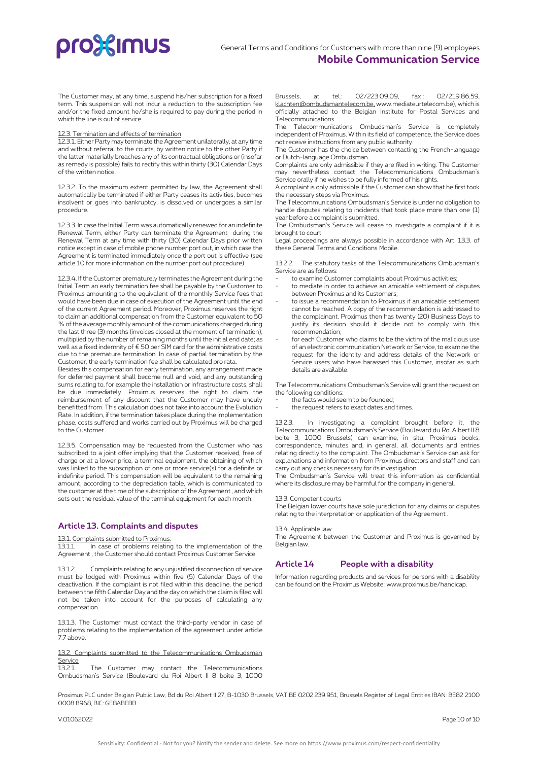The Customer may, at any time, suspend his/her subscription for a fixed term. This suspension will not incur a reduction to the subscription fee and/or the fixed amount he/she is required to pay during the period in which the line is out of service.

12.3. Termination and effects of termination

12.3.1. Either Party may terminate the Agreement unilaterally, at any time and without referral to the courts, by written notice to the other Party if the latter materially breaches any of its contractual obligations or (insofar as remedy is possible) fails to rectify this within thirty (30) Calendar Days of the written notice.

12.3.2. To the maximum extent permitted by law, the Agreement shall automatically be terminated if either Party ceases its activities, becomes insolvent or goes into bankruptcy, is dissolved or undergoes a similar procedure.

12.3.3. In case the Initial Term was automatically renewed for an indefinite Renewal Term, either Party can terminate the Agreement during the Renewal Term at any time with thirty (30) Calendar Days prior written notice except in case of mobile phone number port out, in which case the Agreement is terminated immediately once the port out is effective (see article 10 for more information on the number port out procedure).

12.3.4. If the Customer prematurely terminates the Agreement during the Initial Term an early termination fee shall be payable by the Customer to Proximus amounting to the equivalent of the monthly Service fees that would have been due in case of execution of the Agreement until the end of the current Agreement period. Moreover, Proximus reserves the right to claim an additional compensation from the Customer equivalent to 50 % of the average monthly amount of the communications charged during the last three (3) months (invoices closed at the moment of termination), multiplied by the number of remaining months until the initial end date; as well as a fixed indemnity of € 50 per SIM card for the administrative costs due to the premature termination. In case of partial termination by the Customer, the early termination fee shall be calculated pro rata.
Besides this compensation for early termination, any arrangement made for deferred payment shall become null and void, and any outstanding sums relating to, for example the installation or infrastructure costs, shall be due immediately. Proximus reserves the right to claim the reimbursement of any discount that the Customer may have unduly benefitted from. This calculation does not take into account the Evolution Rate. In addition, if the termination takes place during the implementation phase, costs suffered and works carried out by Proximus will be charged to the Customer.

12.3.5. Compensation may be requested from the Customer who has subscribed to a joint offer implying that the Customer received, free of charge or at a lower price, a terminal equipment, the obtaining of which was linked to the subscription of one or more service(s) for a definite or indefinite period. This compensation will be equivalent to the remaining amount, according to the depreciation table, which is communicated to the customer at the time of the subscription of the Agreement , and which sets out the residual value of the terminal equipment for each month.

## Article 13. Complaints and disputes

13.1. Complaints submitted to Proximus:

13.1.1. In case of problems relating to the implementation of the Agreement , the Customer should contact Proximus Customer Service.

13.1.2. Complaints relating to any unjustified disconnection of service must be lodged with Proximus within five (5) Calendar Days of the deactivation. If the complaint is not filed within this deadline, the period between the fifth Calendar Day and the day on which the claim is filed will not be taken into account for the purposes of calculating any compensation.

13.1.3. The Customer must contact the third-party vendor in case of problems relating to the implementation of the agreement under article 7.7 above.

13.2. Complaints submitted to the Telecommunications Ombudsman Service

13.2.1. The Customer may contact the Telecommunications Ombudsman's Service (Boulevard du Roi Albert II 8 boite 3, 1000 Brussels, at tel.: 02/223.09.09, fax : 02/219.86.59, klachten@ombudsmantelecom.be, www.mediateurtelecom.be), which is officially attached to the Belgian Institute for Postal Services and Telecommunications.
The Telecommunications Ombudsman's Service is completely independent of Proximus. Within its field of competence, the Service does not receive instructions from any public authority.
The Customer has the choice between contacting the French-language or Dutch-language Ombudsman.
Complaints are only admissible if they are filed in writing. The Customer may nevertheless contact the Telecommunications Ombudsman's Service orally if he wishes to be fully informed of his rights.
A complaint is only admissible if the Customer can show that he first took the necessary steps via Proximus.
The Telecommunications Ombudsman's Service is under no obligation to handle disputes relating to incidents that took place more than one (1) year before a complaint is submitted.
The Ombudsman's Service will cease to investigate a complaint if it is brought to court.
Legal proceedings are always possible in accordance with Art. 13.3. of these General Terms and Conditions Mobile.

13.2.2. The statutory tasks of the Telecommunications Ombudsman's Service are as follows:

- to examine Customer complaints about Proximus activities;
- to mediate in order to achieve an amicable settlement of disputes between Proximus and its Customers;
- to issue a recommendation to Proximus if an amicable settlement cannot be reached. A copy of the recommendation is addressed to the complainant. Proximus then has twenty (20) Business Days to justify its decision should it decide not to comply with this recommendation;
- for each Customer who claims to be the victim of the malicious use of an electronic communication Network or Service, to examine the request for the identity and address details of the Network or Service users who have harassed this Customer, insofar as such details are available.

The Telecommunications Ombudsman's Service will grant the request on the following conditions:

- the facts would seem to be founded;
- the request refers to exact dates and times.

13.2.3. In investigating a complaint brought before it, the Telecommunications Ombudsman's Service (Boulevard du Roi Albert II 8 boite 3, 1000 Brussels) can examine, in situ, Proximus books, correspondence, minutes and, in general, all documents and entries relating directly to the complaint. The Ombudsman's Service can ask for explanations and information from Proximus directors and staff and can carry out any checks necessary for its investigation.
The Ombudsman's Service will treat this information as confidential where its disclosure may be harmful for the company in general.

13.3. Competent courts

The Belgian lower courts have sole jurisdiction for any claims or disputes relating to the interpretation or application of the Agreement .

13.4. Applicable law

The Agreement between the Customer and Proximus is governed by Belgian law.

## Article 14 People with a disability

Information regarding products and services for persons with a disability can be found on the Proximus Website: www.proximus.be/handicap.

Proximus PLC under Belgian Public Law, Bd du Roi Albert II 27, B-1030 Brussels, VAT BE 0202.239.951, Brussels Register of Legal Entities IBAN: BE82 2100 0008 8968, BIC: GEBABEBB

V.01062022